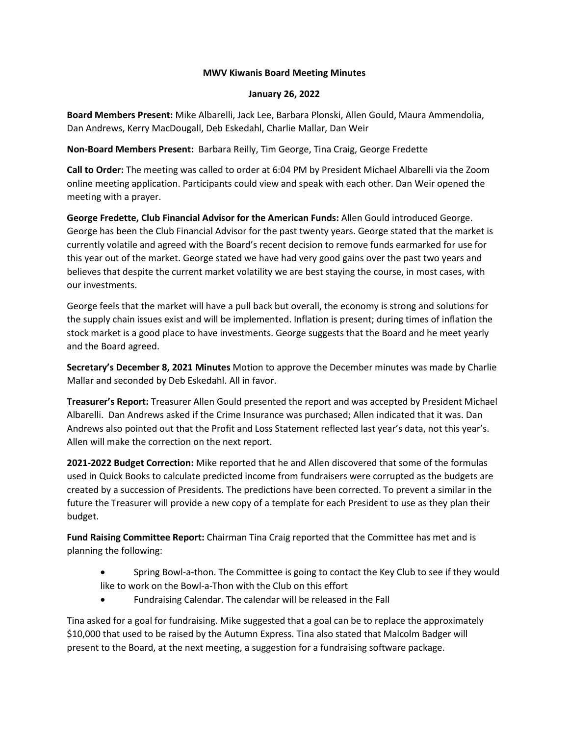# MWV Kiwanis Board Meeting Minutes

## January 26, 2022

**Board Members Present:** Mike Albarelli, Jack Lee, Barbara Plonski, Allen Gould, Maura Ammendolia, Dan Andrews, Kerry MacDougall, Deb Eskedahl, Charlie Mallar, Dan Weir

**Non-Board Members Present:** Barbara Reilly, Tim George, Tina Craig, George Fredette

**Call to Order:** The meeting was called to order at 6:04 PM by President Michael Albarelli via the Zoom online meeting application. Participants could view and speak with each other. Dan Weir opened the meeting with a prayer.

**George Fredette, Club Financial Advisor for the American Funds:** Allen Gould introduced George. George has been the Club Financial Advisor for the past twenty years. George stated that the market is currently volatile and agreed with the Board's recent decision to remove funds earmarked for use for this year out of the market. George stated we have had very good gains over the past two years and believes that despite the current market volatility we are best staying the course, in most cases, with our investments.

George feels that the market will have a pull back but overall, the economy is strong and solutions for the supply chain issues exist and will be implemented. Inflation is present; during times of inflation the stock market is a good place to have investments. George suggests that the Board and he meet yearly and the Board agreed.

**Secretary's December 8, 2021 Minutes** Motion to approve the December minutes was made by Charlie Mallar and seconded by Deb Eskedahl. All in favor.

**Treasurer's Report:** Treasurer Allen Gould presented the report and was accepted by President Michael Albarelli. Dan Andrews asked if the Crime Insurance was purchased; Allen indicated that it was. Dan Andrews also pointed out that the Profit and Loss Statement reflected last year's data, not this year's. Allen will make the correction on the next report.

**2021-2022 Budget Correction:** Mike reported that he and Allen discovered that some of the formulas used in Quick Books to calculate predicted income from fundraisers were corrupted as the budgets are created by a succession of Presidents. The predictions have been corrected. To prevent a similar in the future the Treasurer will provide a new copy of a template for each President to use as they plan their budget.

**Fund Raising Committee Report:** Chairman Tina Craig reported that the Committee has met and is planning the following:

- Spring Bowl-a-thon. The Committee is going to contact the Key Club to see if they would like to work on the Bowl-a-Thon with the Club on this effort
- Fundraising Calendar. The calendar will be released in the Fall

Tina asked for a goal for fundraising. Mike suggested that a goal can be to replace the approximately $10,000 that used to be raised by the Autumn Express. Tina also stated that Malcolm Badger will present to the Board, at the next meeting, a suggestion for a fundraising software package.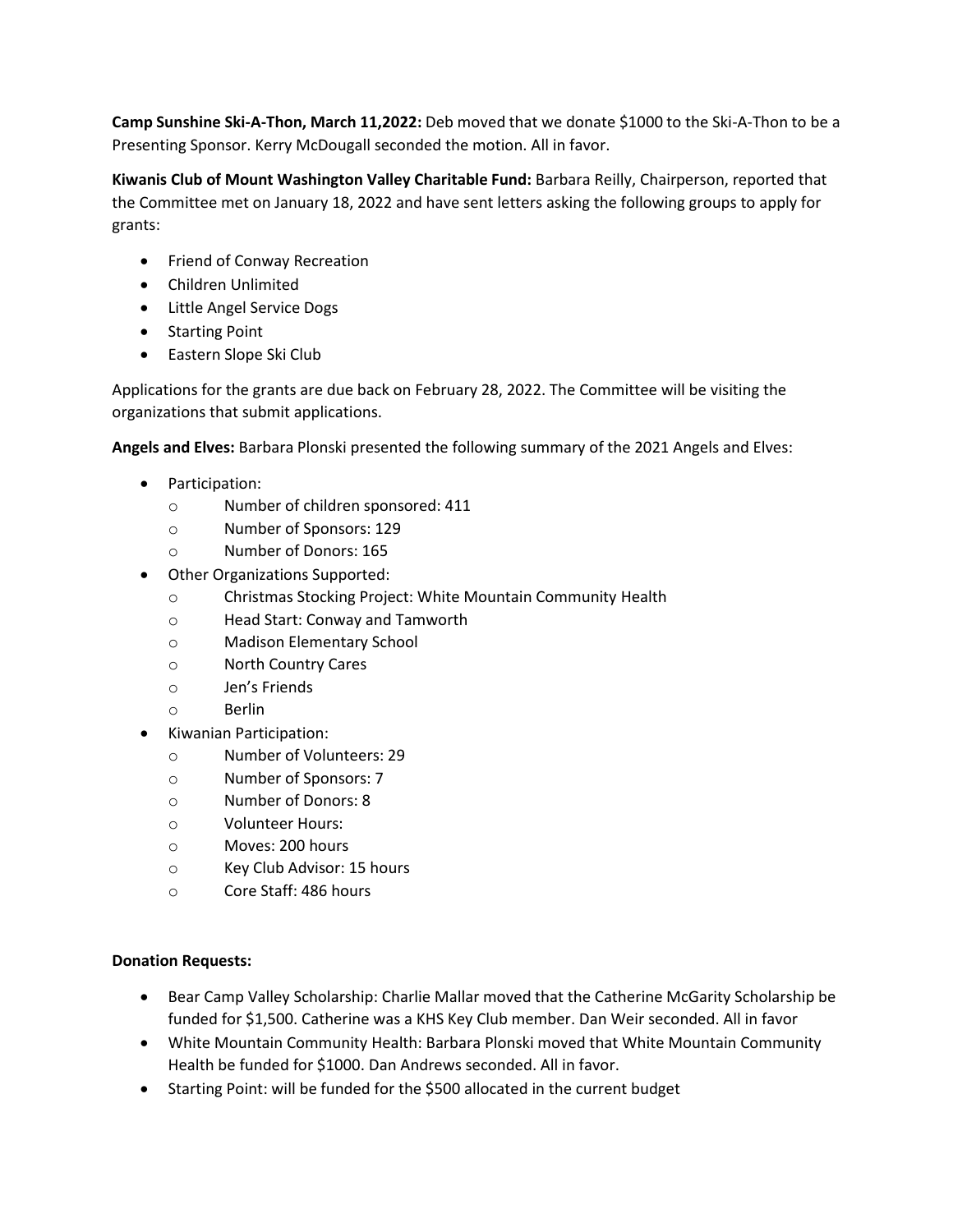**Camp Sunshine Ski-A-Thon, March 11,2022:** Deb moved that we donate $1000 to the Ski-A-Thon to be a Presenting Sponsor. Kerry McDougall seconded the motion. All in favor.

**Kiwanis Club of Mount Washington Valley Charitable Fund:** Barbara Reilly, Chairperson, reported that the Committee met on January 18, 2022 and have sent letters asking the following groups to apply for grants:

- Friend of Conway Recreation
- Children Unlimited
- Little Angel Service Dogs
- Starting Point
- Eastern Slope Ski Club

Applications for the grants are due back on February 28, 2022. The Committee will be visiting the organizations that submit applications.

**Angels and Elves:** Barbara Plonski presented the following summary of the 2021 Angels and Elves:

- Participation:
  - Number of children sponsored: 411
  - Number of Sponsors: 129
  - Number of Donors: 165
- Other Organizations Supported:
  - Christmas Stocking Project: White Mountain Community Health
  - Head Start: Conway and Tamworth
  - Madison Elementary School
  - North Country Cares
  - Jen's Friends
  - Berlin
- Kiwanian Participation:
  - Number of Volunteers: 29
  - Number of Sponsors: 7
  - Number of Donors: 8
  - Volunteer Hours:
  - Moves: 200 hours
  - Key Club Advisor: 15 hours
  - Core Staff: 486 hours

**Donation Requests:**

- Bear Camp Valley Scholarship: Charlie Mallar moved that the Catherine McGarity Scholarship be funded for $1,500. Catherine was a KHS Key Club member. Dan Weir seconded. All in favor
- White Mountain Community Health: Barbara Plonski moved that White Mountain Community Health be funded for $1000. Dan Andrews seconded. All in favor.
- Starting Point: will be funded for the $500 allocated in the current budget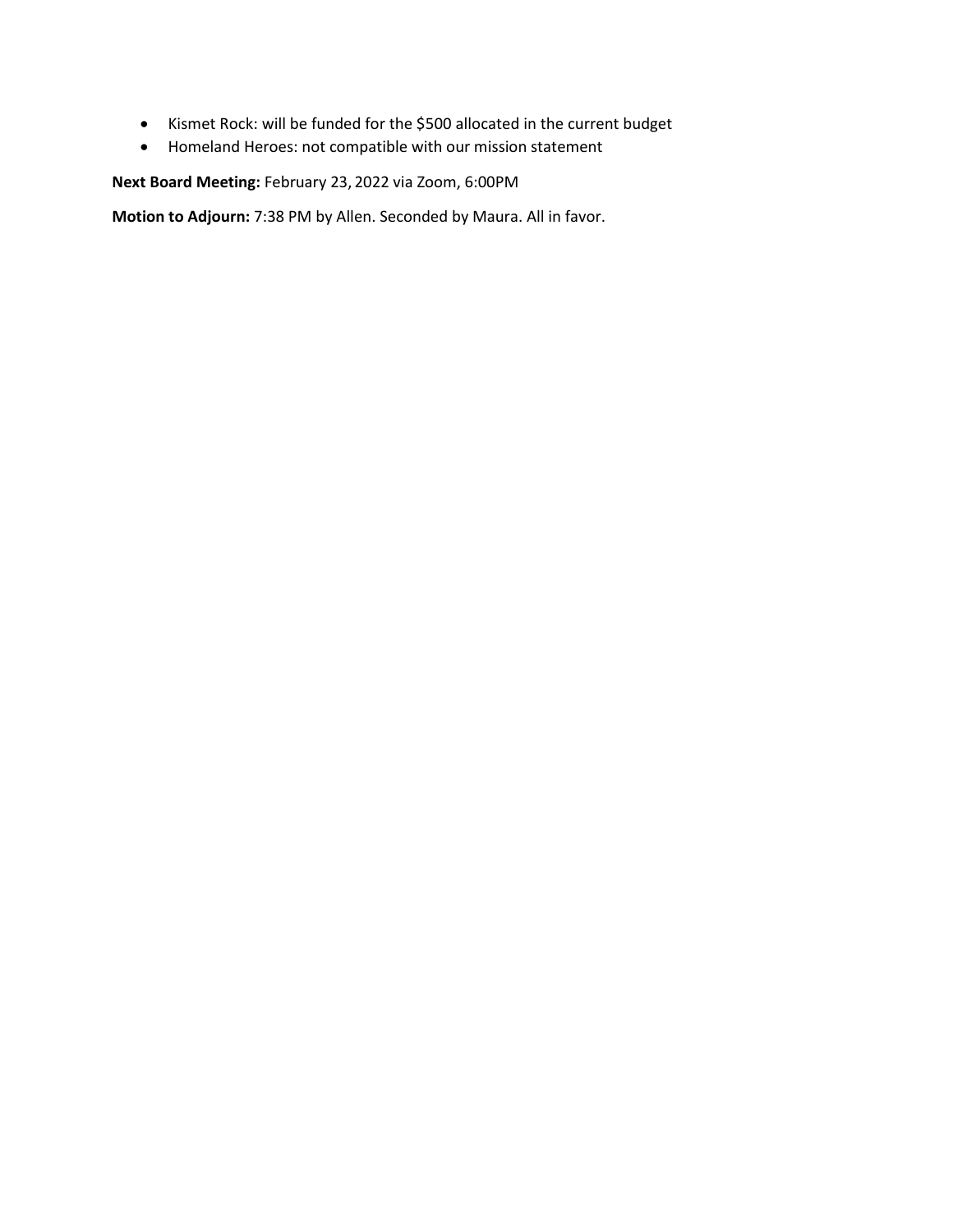- Kismet Rock: will be funded for the $500 allocated in the current budget
- Homeland Heroes: not compatible with our mission statement

**Next Board Meeting:** February 23, 2022 via Zoom, 6:00PM

**Motion to Adjourn:** 7:38 PM by Allen. Seconded by Maura. All in favor.